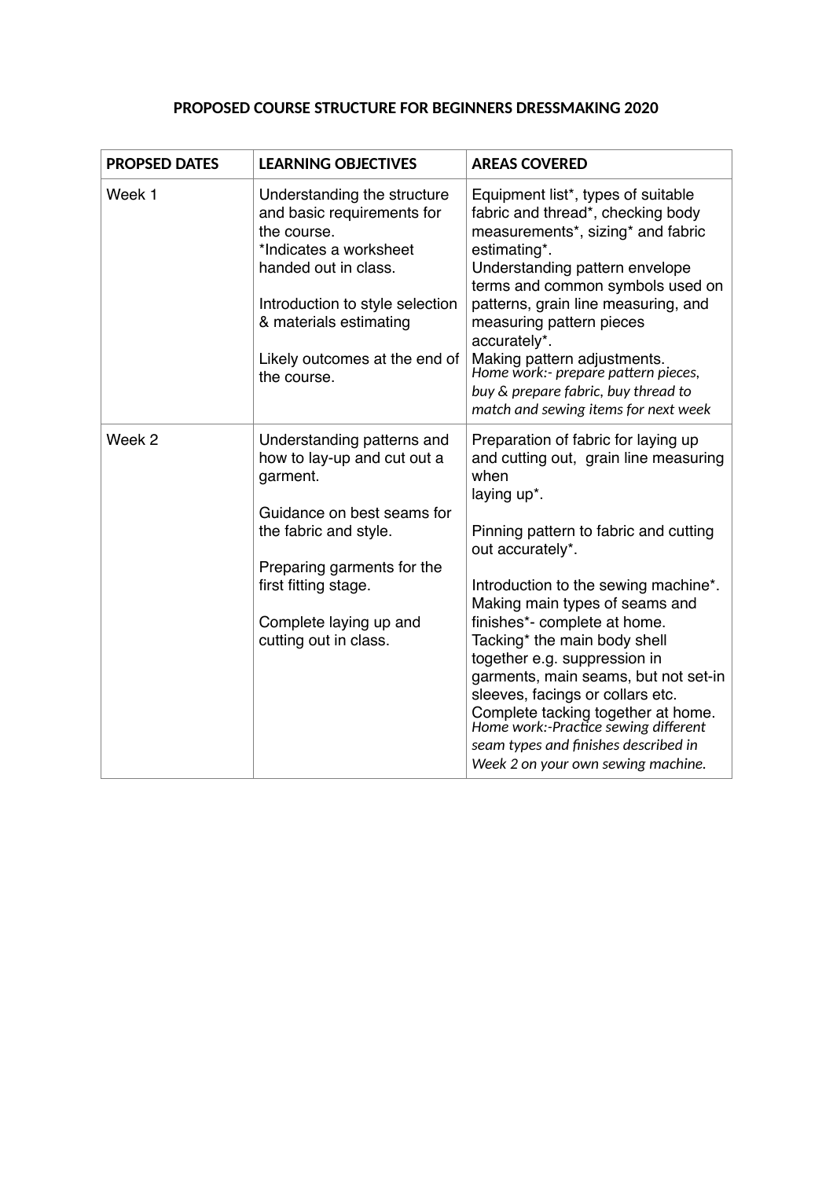# PROPOSED COURSE STRUCTURE FOR BEGINNERS DRESSMAKING 2020

| PROPSED DATES | LEARNING OBJECTIVES | AREAS COVERED |
|---|---|---|
| Week 1 | Understanding the structure and basic requirements for the course.<br>*Indicates a worksheet handed out in class.<br><br>Introduction to style selection & materials estimating<br><br>Likely outcomes at the end of the course. | Equipment list*, types of suitable fabric and thread*, checking body measurements*, sizing* and fabric estimating*.<br>Understanding pattern envelope terms and common symbols used on patterns, grain line measuring, and measuring pattern pieces accurately*.<br>Making pattern adjustments.<br>*Home work:- prepare pattern pieces, buy & prepare fabric, buy thread to match and sewing items for next week* |
| Week 2 | Understanding patterns and how to lay-up and cut out a garment.<br><br>Guidance on best seams for the fabric and style.<br><br>Preparing garments for the first fitting stage.<br><br>Complete laying up and cutting out in class. | Preparation of fabric for laying up and cutting out, grain line measuring when laying up*.<br><br>Pinning pattern to fabric and cutting out accurately*.<br><br>Introduction to the sewing machine*.<br>Making main types of seams and finishes*- complete at home.<br>Tacking* the main body shell together e.g. suppression in garments, main seams, but not set-in sleeves, facings or collars etc.<br>Complete tacking together at home.<br>*Home work:-Practice sewing different seam types and finishes described in Week 2 on your own sewing machine.* |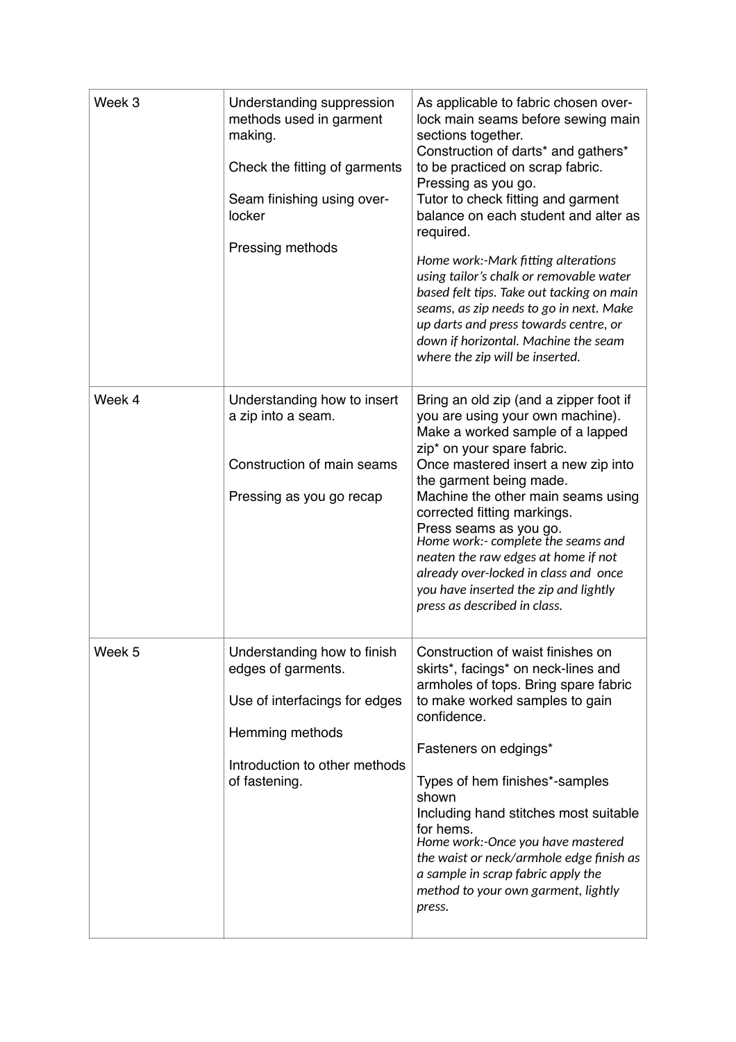| Week 3 | Understanding suppression methods used in garment making.<br><br>Check the fitting of garments<br><br>Seam finishing using over-locker<br><br>Pressing methods | As applicable to fabric chosen over-lock main seams before sewing main sections together.<br>Construction of darts* and gathers* to be practiced on scrap fabric.<br>Pressing as you go.<br>Tutor to check fitting and garment balance on each student and alter as required.<br><br>*Home work:-Mark fitting alterations using tailor's chalk or removable water based felt tips. Take out tacking on main seams, as zip needs to go in next. Make up darts and press towards centre, or down if horizontal. Machine the seam where the zip will be inserted.* |
|---|---|---|
| Week 4 | Understanding how to insert a zip into a seam.<br><br>Construction of main seams<br><br>Pressing as you go recap | Bring an old zip (and a zipper foot if you are using your own machine).<br>Make a worked sample of a lapped zip* on your spare fabric.<br>Once mastered insert a new zip into the garment being made.<br>Machine the other main seams using corrected fitting markings.<br>Press seams as you go.<br>*Home work:- complete the seams and neaten the raw edges at home if not already over-locked in class and once you have inserted the zip and lightly press as described in class.* |
| Week 5 | Understanding how to finish edges of garments.<br><br>Use of interfacings for edges<br><br>Hemming methods<br><br>Introduction to other methods of fastening. | Construction of waist finishes on skirts*, facings* on neck-lines and armholes of tops. Bring spare fabric to make worked samples to gain confidence.<br><br>Fasteners on edgings*<br><br>Types of hem finishes*-samples shown<br>Including hand stitches most suitable for hems.<br>*Home work:-Once you have mastered the waist or neck/armhole edge finish as a sample in scrap fabric apply the method to your own garment, lightly press.* |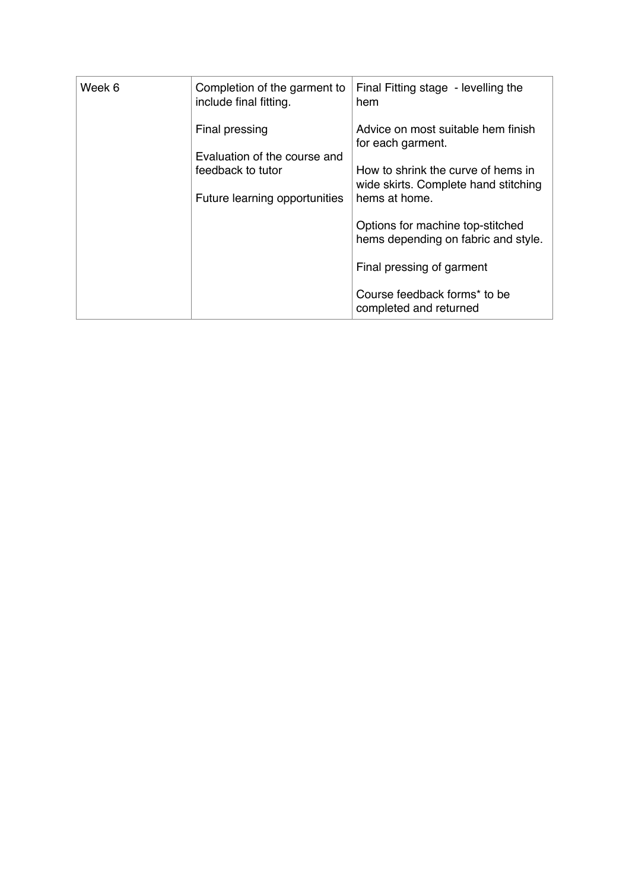| | | |
|---|---|---|
| Week 6 | Completion of the garment to include final fitting.<br><br>Final pressing<br><br>Evaluation of the course and feedback to tutor<br><br>Future learning opportunities | Final Fitting stage - levelling the hem<br><br>Advice on most suitable hem finish for each garment.<br><br>How to shrink the curve of hems in wide skirts. Complete hand stitching hems at home.<br><br>Options for machine top-stitched hems depending on fabric and style.<br><br>Final pressing of garment<br><br>Course feedback forms* to be completed and returned |